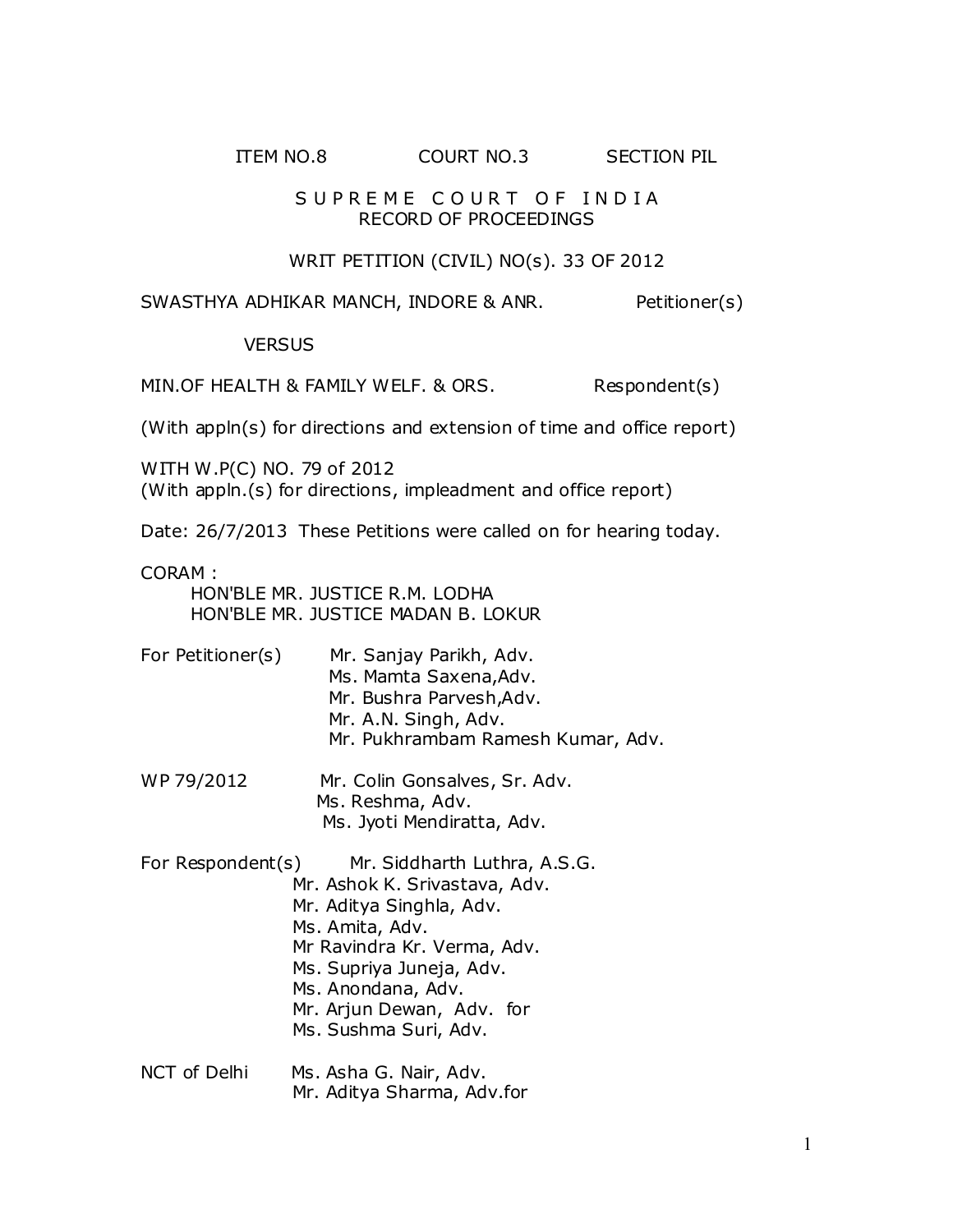ITEM NO.8 COURT NO.3 SECTION PIL

**S U P R E M E C O U R T O F I N D I A**
**RECORD OF PROCEEDINGS**

WRIT PETITION (CIVIL) NO(s). 33 OF 2012

SWASTHYA ADHIKAR MANCH, INDORE & ANR. Petitioner(s)

VERSUS

MIN.OF HEALTH & FAMILY WELF. & ORS. Respondent(s)

(With appln(s) for directions and extension of time and office report)

WITH W.P(C) NO. 79 of 2012
(With appln.(s) for directions, impleadment and office report)

Date: 26/7/2013 These Petitions were called on for hearing today.

CORAM :
HON'BLE MR. JUSTICE R.M. LODHA
HON'BLE MR. JUSTICE MADAN B. LOKUR

For Petitioner(s) Mr. Sanjay Parikh, Adv.
Ms. Mamta Saxena,Adv.
Mr. Bushra Parvesh,Adv.
Mr. A.N. Singh, Adv.
Mr. Pukhrambam Ramesh Kumar, Adv.

WP 79/2012 Mr. Colin Gonsalves, Sr. Adv.
Ms. Reshma, Adv.
Ms. Jyoti Mendiratta, Adv.

For Respondent(s) Mr. Siddharth Luthra, A.S.G.
Mr. Ashok K. Srivastava, Adv.
Mr. Aditya Singhla, Adv.
Ms. Amita, Adv.
Mr Ravindra Kr. Verma, Adv.
Ms. Supriya Juneja, Adv.
Ms. Anondana, Adv.
Mr. Arjun Dewan, Adv. for
Ms. Sushma Suri, Adv.

NCT of Delhi Ms. Asha G. Nair, Adv.
Mr. Aditya Sharma, Adv.for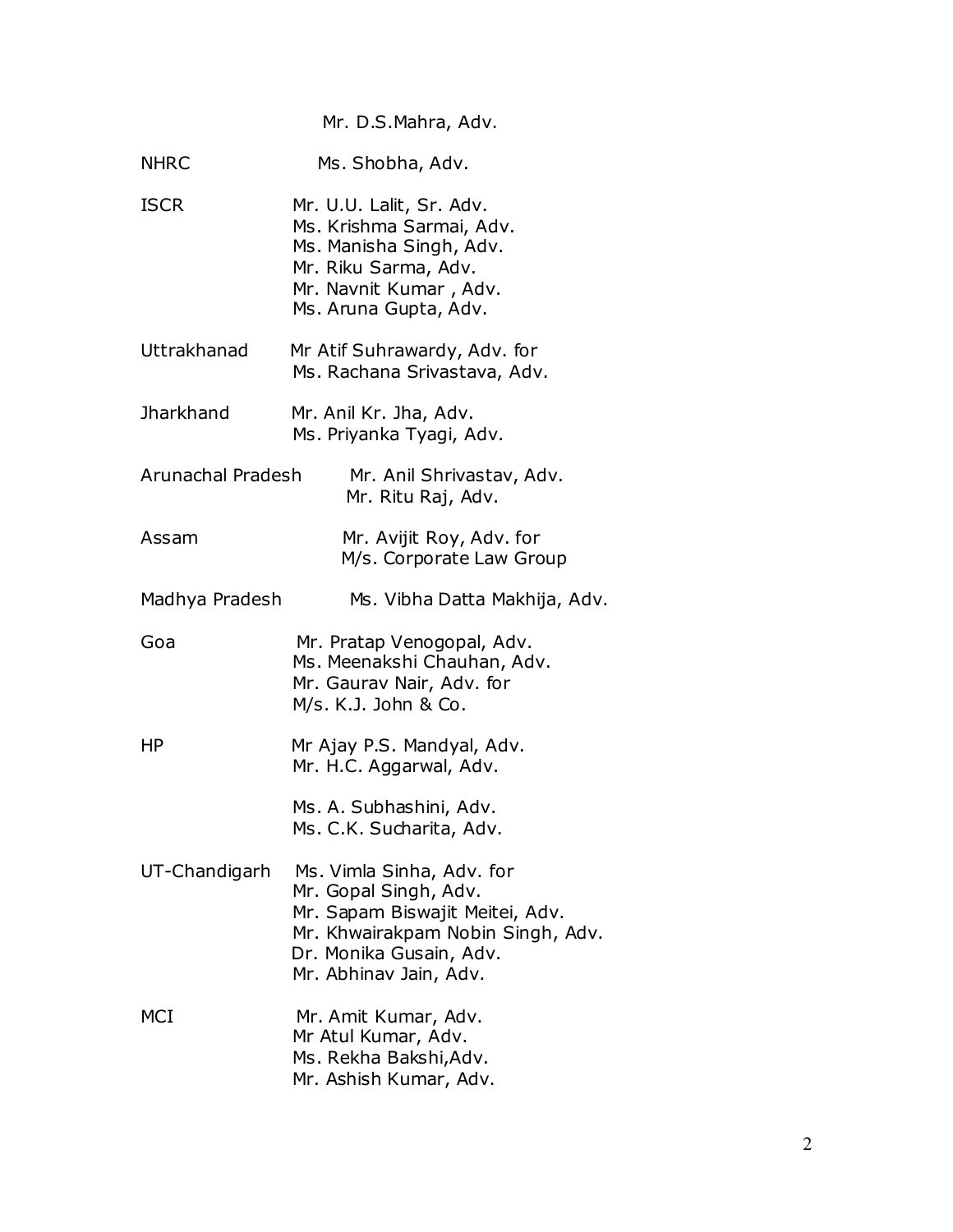Mr. D.S.Mahra, Adv.

NHRC Ms. Shobha, Adv.

ISCR Mr. U.U. Lalit, Sr. Adv.
Ms. Krishma Sarmai, Adv.
Ms. Manisha Singh, Adv.
Mr. Riku Sarma, Adv.
Mr. Navnit Kumar , Adv.
Ms. Aruna Gupta, Adv.

Uttrakhanad Mr Atif Suhrawardy, Adv. for
Ms. Rachana Srivastava, Adv.

Jharkhand Mr. Anil Kr. Jha, Adv.
Ms. Priyanka Tyagi, Adv.

Arunachal Pradesh Mr. Anil Shrivastav, Adv.
Mr. Ritu Raj, Adv.

Assam Mr. Avijit Roy, Adv. for
M/s. Corporate Law Group

Madhya Pradesh Ms. Vibha Datta Makhija, Adv.

Goa Mr. Pratap Venogopal, Adv.
Ms. Meenakshi Chauhan, Adv.
Mr. Gaurav Nair, Adv. for
M/s. K.J. John & Co.

HP Mr Ajay P.S. Mandyal, Adv.
Mr. H.C. Aggarwal, Adv.

Ms. A. Subhashini, Adv.
Ms. C.K. Sucharita, Adv.

UT-Chandigarh Ms. Vimla Sinha, Adv. for
Mr. Gopal Singh, Adv.
Mr. Sapam Biswajit Meitei, Adv.
Mr. Khwairakpam Nobin Singh, Adv.
Dr. Monika Gusain, Adv.
Mr. Abhinav Jain, Adv.

MCI Mr. Amit Kumar, Adv.
Mr Atul Kumar, Adv.
Ms. Rekha Bakshi,Adv.
Mr. Ashish Kumar, Adv.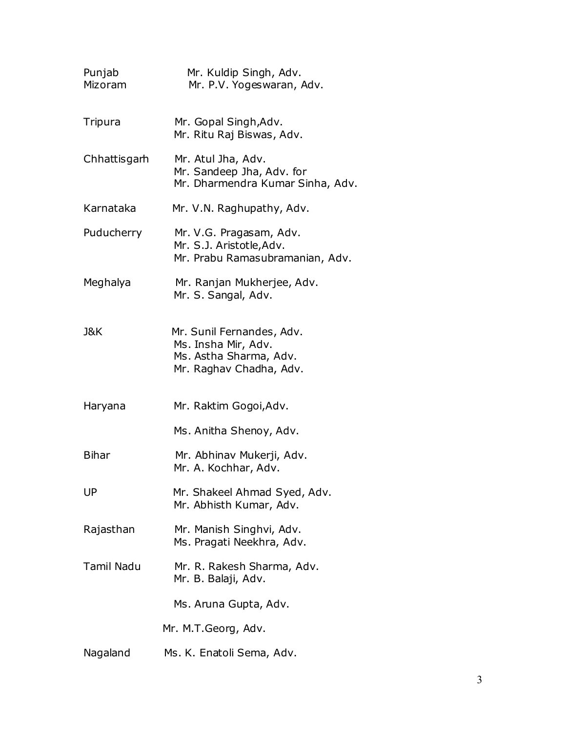| | |
|---|---|
| Punjab | Mr. Kuldip Singh, Adv. |
| Mizoram | Mr. P.V. Yogeswaran, Adv. |
| Tripura | Mr. Gopal Singh,Adv.<br>Mr. Ritu Raj Biswas, Adv. |
| Chhattisgarh | Mr. Atul Jha, Adv.<br>Mr. Sandeep Jha, Adv. for<br>Mr. Dharmendra Kumar Sinha, Adv. |
| Karnataka | Mr. V.N. Raghupathy, Adv. |
| Puducherry | Mr. V.G. Pragasam, Adv.<br>Mr. S.J. Aristotle,Adv.<br>Mr. Prabu Ramasubramanian, Adv. |
| Meghalya | Mr. Ranjan Mukherjee, Adv.<br>Mr. S. Sangal, Adv. |
| J&K | Mr. Sunil Fernandes, Adv.<br>Ms. Insha Mir, Adv.<br>Ms. Astha Sharma, Adv.<br>Mr. Raghav Chadha, Adv. |
| Haryana | Mr. Raktim Gogoi,Adv.<br><br>Ms. Anitha Shenoy, Adv. |
| Bihar | Mr. Abhinav Mukerji, Adv.<br>Mr. A. Kochhar, Adv. |
| UP | Mr. Shakeel Ahmad Syed, Adv.<br>Mr. Abhisth Kumar, Adv. |
| Rajasthan | Mr. Manish Singhvi, Adv.<br>Ms. Pragati Neekhra, Adv. |
| Tamil Nadu | Mr. R. Rakesh Sharma, Adv.<br>Mr. B. Balaji, Adv.<br><br>Ms. Aruna Gupta, Adv.<br><br>Mr. M.T.Georg, Adv. |
| Nagaland | Ms. K. Enatoli Sema, Adv. |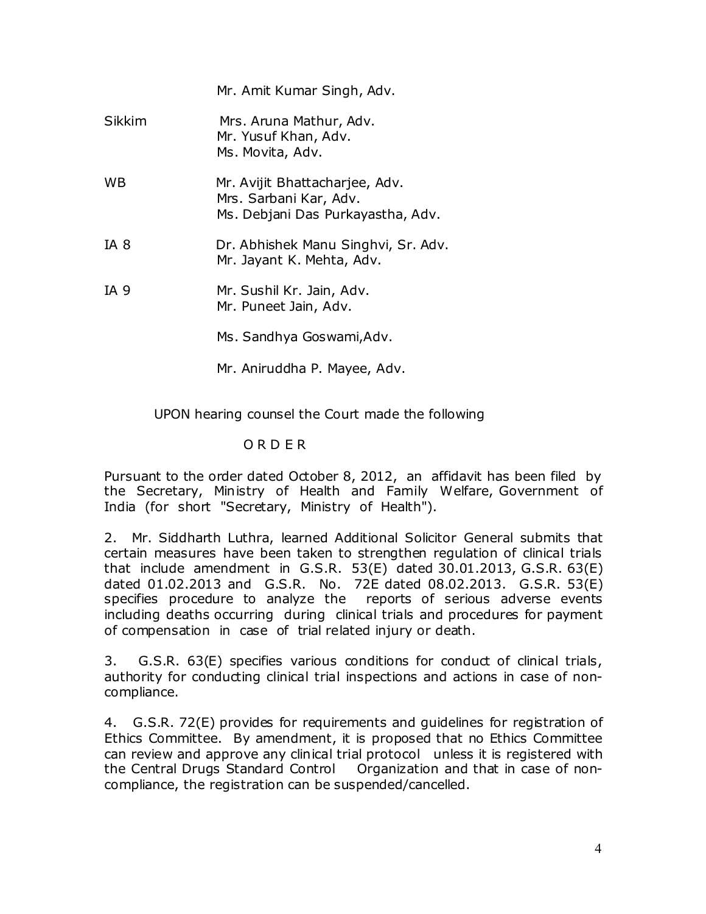Mr. Amit Kumar Singh, Adv.

Sikkim Mrs. Aruna Mathur, Adv.
Mr. Yusuf Khan, Adv.
Ms. Movita, Adv.

WB Mr. Avijit Bhattacharjee, Adv.
Mrs. Sarbani Kar, Adv.
Ms. Debjani Das Purkayastha, Adv.

IA 8 Dr. Abhishek Manu Singhvi, Sr. Adv.
Mr. Jayant K. Mehta, Adv.

IA 9 Mr. Sushil Kr. Jain, Adv.
Mr. Puneet Jain, Adv.

Ms. Sandhya Goswami,Adv.

Mr. Aniruddha P. Mayee, Adv.

UPON hearing counsel the Court made the following

O R D E R

Pursuant to the order dated October 8, 2012, an affidavit has been filed by the Secretary, Ministry of Health and Family Welfare, Government of India (for short "Secretary, Ministry of Health").

2. Mr. Siddharth Luthra, learned Additional Solicitor General submits that certain measures have been taken to strengthen regulation of clinical trials that include amendment in G.S.R. 53(E) dated 30.01.2013, G.S.R. 63(E) dated 01.02.2013 and G.S.R. No. 72E dated 08.02.2013. G.S.R. 53(E) specifies procedure to analyze the reports of serious adverse events including deaths occurring during clinical trials and procedures for payment of compensation in case of trial related injury or death.

3. G.S.R. 63(E) specifies various conditions for conduct of clinical trials, authority for conducting clinical trial inspections and actions in case of non-compliance.

4. G.S.R. 72(E) provides for requirements and guidelines for registration of Ethics Committee. By amendment, it is proposed that no Ethics Committee can review and approve any clinical trial protocol unless it is registered with the Central Drugs Standard Control Organization and that in case of non-compliance, the registration can be suspended/cancelled.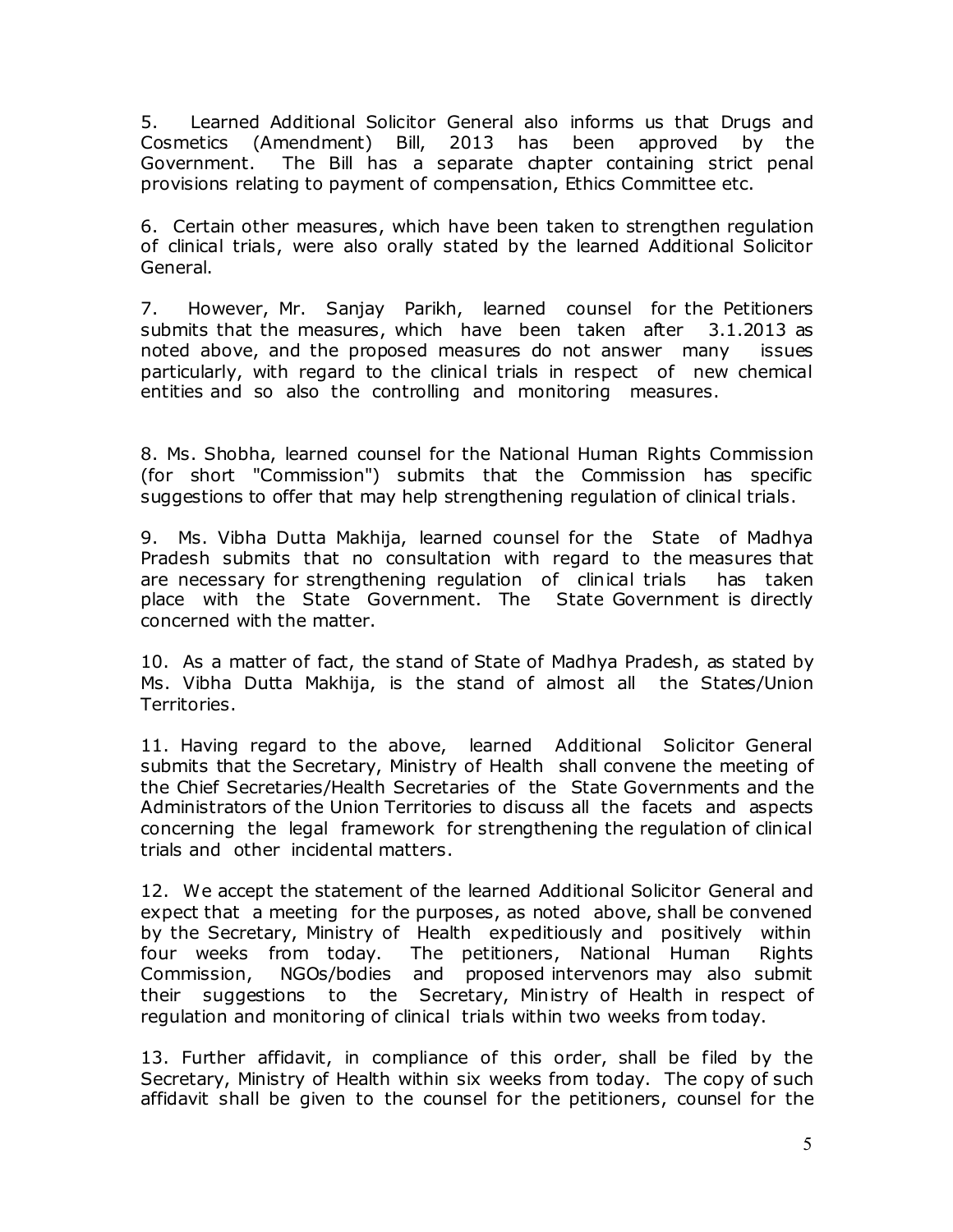5. Learned Additional Solicitor General also informs us that Drugs and Cosmetics (Amendment) Bill, 2013 has been approved by the Government. The Bill has a separate chapter containing strict penal provisions relating to payment of compensation, Ethics Committee etc.

6. Certain other measures, which have been taken to strengthen regulation of clinical trials, were also orally stated by the learned Additional Solicitor General.

7. However, Mr. Sanjay Parikh, learned counsel for the Petitioners submits that the measures, which have been taken after 3.1.2013 as noted above, and the proposed measures do not answer many issues particularly, with regard to the clinical trials in respect of new chemical entities and so also the controlling and monitoring measures.

8. Ms. Shobha, learned counsel for the National Human Rights Commission (for short "Commission") submits that the Commission has specific suggestions to offer that may help strengthening regulation of clinical trials.

9. Ms. Vibha Dutta Makhija, learned counsel for the State of Madhya Pradesh submits that no consultation with regard to the measures that are necessary for strengthening regulation of clinical trials has taken place with the State Government. The State Government is directly concerned with the matter.

10. As a matter of fact, the stand of State of Madhya Pradesh, as stated by Ms. Vibha Dutta Makhija, is the stand of almost all the States/Union Territories.

11. Having regard to the above, learned Additional Solicitor General submits that the Secretary, Ministry of Health shall convene the meeting of the Chief Secretaries/Health Secretaries of the State Governments and the Administrators of the Union Territories to discuss all the facets and aspects concerning the legal framework for strengthening the regulation of clinical trials and other incidental matters.

12. We accept the statement of the learned Additional Solicitor General and expect that a meeting for the purposes, as noted above, shall be convened by the Secretary, Ministry of Health expeditiously and positively within four weeks from today. The petitioners, National Human Rights Commission, NGOs/bodies and proposed intervenors may also submit their suggestions to the Secretary, Ministry of Health in respect of regulation and monitoring of clinical trials within two weeks from today.

13. Further affidavit, in compliance of this order, shall be filed by the Secretary, Ministry of Health within six weeks from today. The copy of such affidavit shall be given to the counsel for the petitioners, counsel for the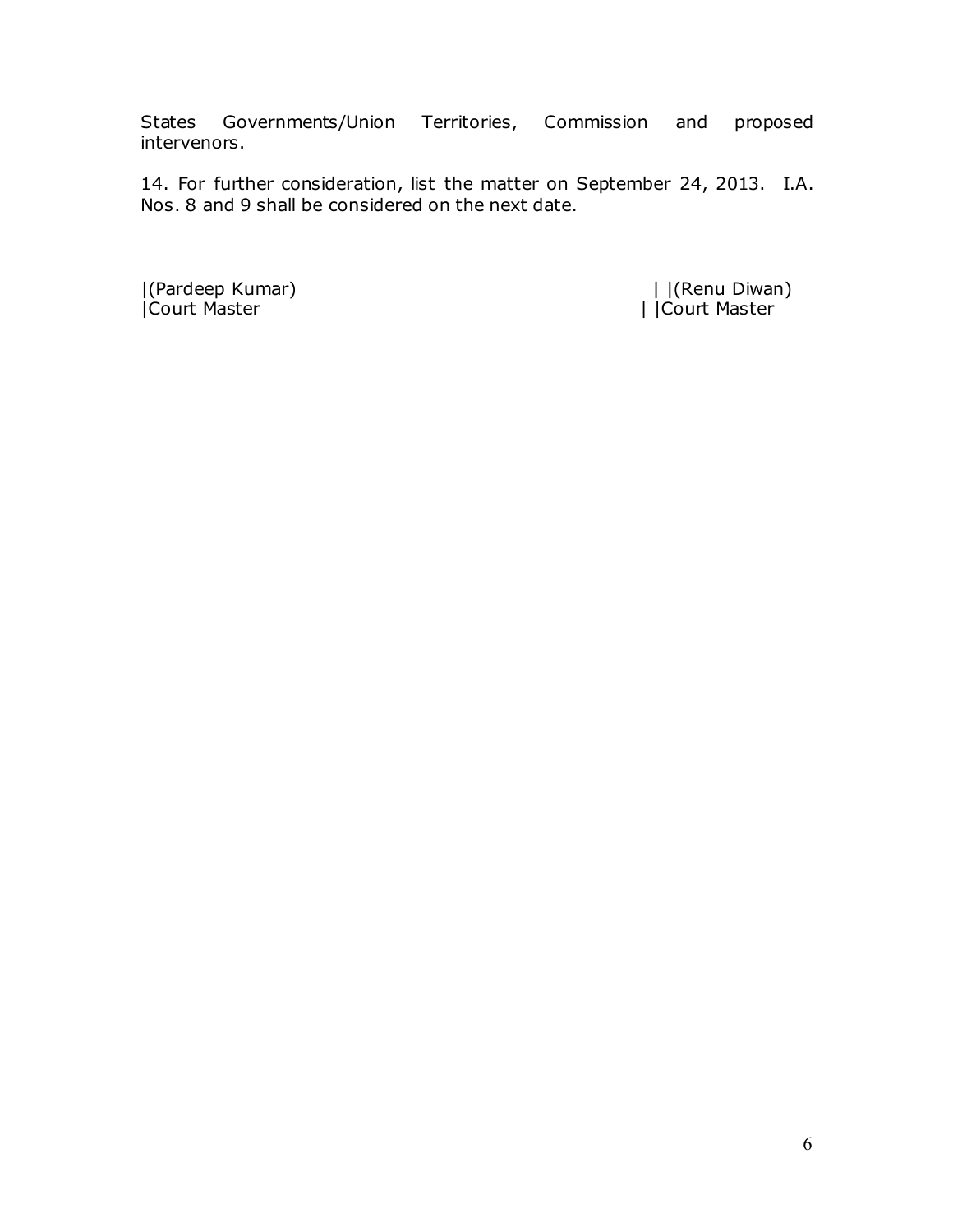States Governments/Union Territories, Commission and proposed intervenors.

14. For further consideration, list the matter on September 24, 2013. I.A. Nos. 8 and 9 shall be considered on the next date.

| | |
|---|---|
| (Pardeep Kumar) | (Renu Diwan) |
| Court Master | Court Master |